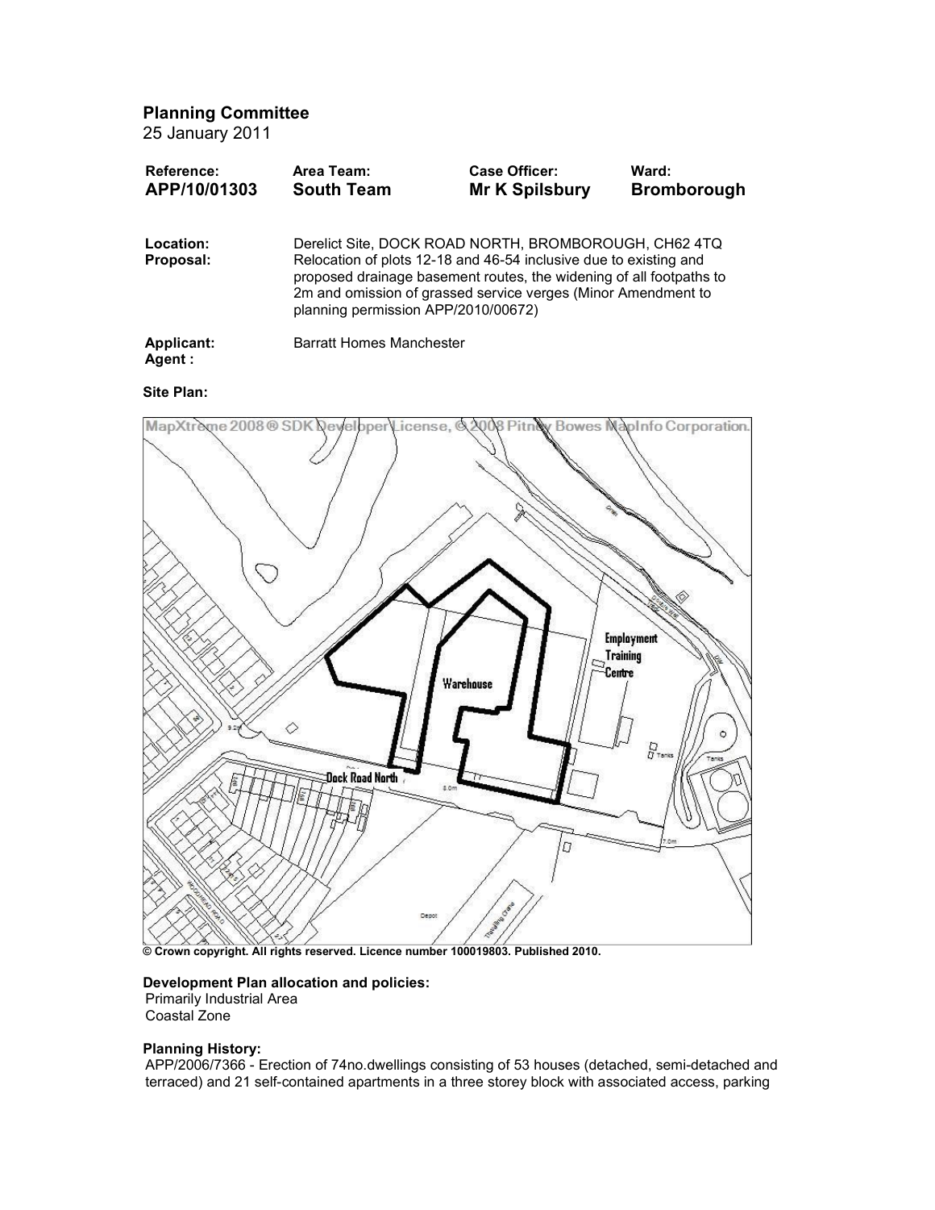# Planning Committee

25 January 2011

| Reference: | Area Team: | Case Officer: | Ward: |
|---|---|---|---|
| **APP/10/01303** | **South Team** | **Mr K Spilsbury** | **Bromborough** |

**Location:** Derelict Site, DOCK ROAD NORTH, BROMBOROUGH, CH62 4TQ

**Proposal:** Relocation of plots 12-18 and 46-54 inclusive due to existing and proposed drainage basement routes, the widening of all footpaths to 2m and omission of grassed service verges (Minor Amendment to planning permission APP/2010/00672)

**Applicant:** Barratt Homes Manchester

**Agent :**

**Site Plan:**

MapXtreme 2008 ® SDK Developer License, © 2008 Pitney Bowes MapInfo Corporation.

**© Crown copyright. All rights reserved. Licence number 100019803. Published 2010.**

**Development Plan allocation and policies:**

Primarily Industrial Area
Coastal Zone

**Planning History:**

APP/2006/7366 - Erection of 74no.dwellings consisting of 53 houses (detached, semi-detached and terraced) and 21 self-contained apartments in a three storey block with associated access, parking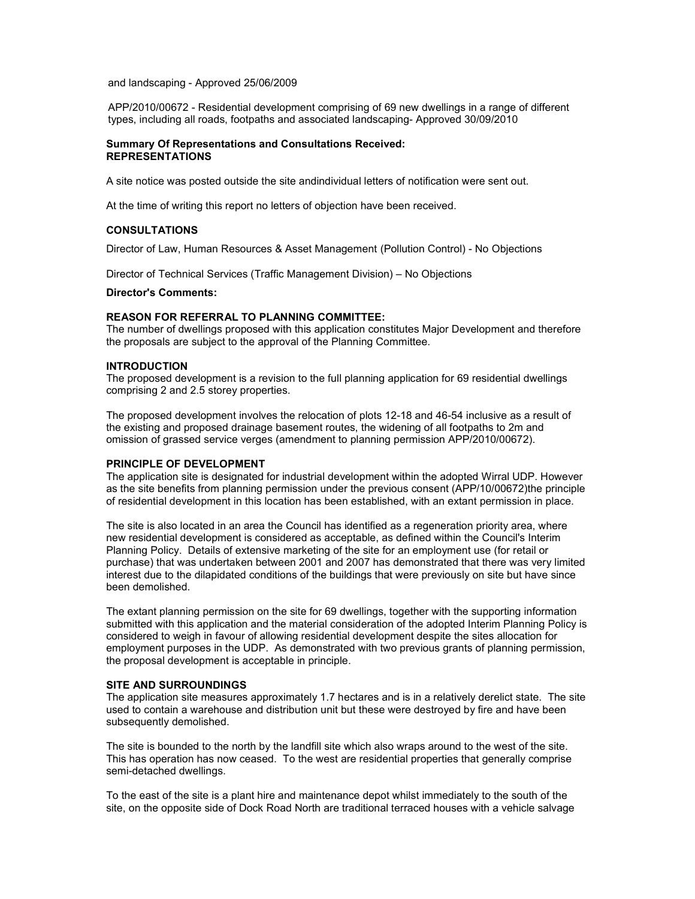and landscaping - Approved 25/06/2009

APP/2010/00672 - Residential development comprising of 69 new dwellings in a range of different types, including all roads, footpaths and associated landscaping- Approved 30/09/2010

**Summary Of Representations and Consultations Received:**
**REPRESENTATIONS**

A site notice was posted outside the site andindividual letters of notification were sent out.

At the time of writing this report no letters of objection have been received.

**CONSULTATIONS**

Director of Law, Human Resources & Asset Management (Pollution Control) - No Objections

Director of Technical Services (Traffic Management Division) – No Objections

**Director's Comments:**

**REASON FOR REFERRAL TO PLANNING COMMITTEE:**
The number of dwellings proposed with this application constitutes Major Development and therefore the proposals are subject to the approval of the Planning Committee.

**INTRODUCTION**
The proposed development is a revision to the full planning application for 69 residential dwellings comprising 2 and 2.5 storey properties.

The proposed development involves the relocation of plots 12-18 and 46-54 inclusive as a result of the existing and proposed drainage basement routes, the widening of all footpaths to 2m and omission of grassed service verges (amendment to planning permission APP/2010/00672).

**PRINCIPLE OF DEVELOPMENT**
The application site is designated for industrial development within the adopted Wirral UDP. However as the site benefits from planning permission under the previous consent (APP/10/00672)the principle of residential development in this location has been established, with an extant permission in place.

The site is also located in an area the Council has identified as a regeneration priority area, where new residential development is considered as acceptable, as defined within the Council's Interim Planning Policy. Details of extensive marketing of the site for an employment use (for retail or purchase) that was undertaken between 2001 and 2007 has demonstrated that there was very limited interest due to the dilapidated conditions of the buildings that were previously on site but have since been demolished.

The extant planning permission on the site for 69 dwellings, together with the supporting information submitted with this application and the material consideration of the adopted Interim Planning Policy is considered to weigh in favour of allowing residential development despite the sites allocation for employment purposes in the UDP. As demonstrated with two previous grants of planning permission, the proposal development is acceptable in principle.

**SITE AND SURROUNDINGS**
The application site measures approximately 1.7 hectares and is in a relatively derelict state. The site used to contain a warehouse and distribution unit but these were destroyed by fire and have been subsequently demolished.

The site is bounded to the north by the landfill site which also wraps around to the west of the site. This has operation has now ceased. To the west are residential properties that generally comprise semi-detached dwellings.

To the east of the site is a plant hire and maintenance depot whilst immediately to the south of the site, on the opposite side of Dock Road North are traditional terraced houses with a vehicle salvage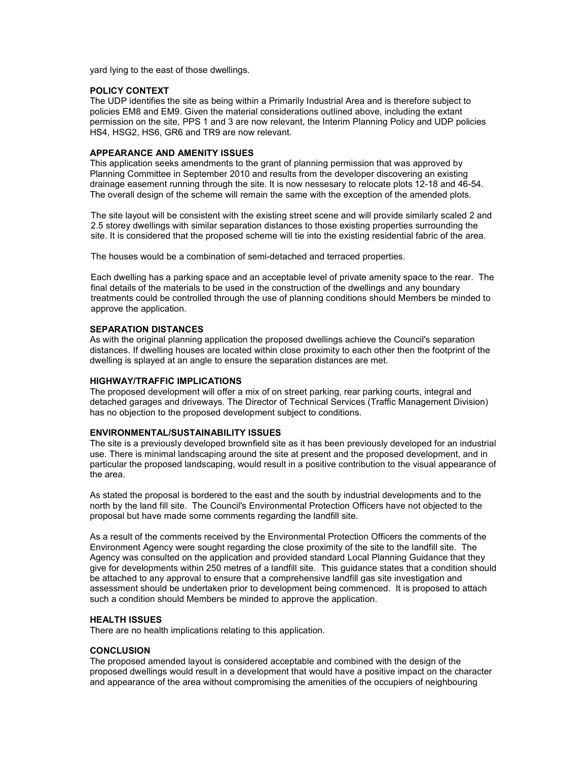yard lying to the east of those dwellings.

**POLICY CONTEXT**

The UDP identifies the site as being within a Primarily Industrial Area and is therefore subject to policies EM8 and EM9. Given the material considerations outlined above, including the extant permission on the site, PPS 1 and 3 are now relevant, the Interim Planning Policy and UDP policies HS4, HSG2, HS6, GR6 and TR9 are now relevant.

**APPEARANCE AND AMENITY ISSUES**

This application seeks amendments to the grant of planning permission that was approved by Planning Committee in September 2010 and results from the developer discovering an existing drainage easement running through the site. It is now nessesary to relocate plots 12-18 and 46-54. The overall design of the scheme will remain the same with the exception of the amended plots.

The site layout will be consistent with the existing street scene and will provide similarly scaled 2 and 2.5 storey dwellings with similar separation distances to those existing properties surrounding the site. It is considered that the proposed scheme will tie into the existing residential fabric of the area.

The houses would be a combination of semi-detached and terraced properties.

Each dwelling has a parking space and an acceptable level of private amenity space to the rear. The final details of the materials to be used in the construction of the dwellings and any boundary treatments could be controlled through the use of planning conditions should Members be minded to approve the application.

**SEPARATION DISTANCES**

As with the original planning application the proposed dwellings achieve the Council's separation distances. If dwelling houses are located within close proximity to each other then the footprint of the dwelling is splayed at an angle to ensure the separation distances are met.

**HIGHWAY/TRAFFIC IMPLICATIONS**

The proposed development will offer a mix of on street parking, rear parking courts, integral and detached garages and driveways. The Director of Technical Services (Traffic Management Division) has no objection to the proposed development subject to conditions.

**ENVIRONMENTAL/SUSTAINABILITY ISSUES**

The site is a previously developed brownfield site as it has been previously developed for an industrial use. There is minimal landscaping around the site at present and the proposed development, and in particular the proposed landscaping, would result in a positive contribution to the visual appearance of the area.

As stated the proposal is bordered to the east and the south by industrial developments and to the north by the land fill site. The Council's Environmental Protection Officers have not objected to the proposal but have made some comments regarding the landfill site.

As a result of the comments received by the Environmental Protection Officers the comments of the Environment Agency were sought regarding the close proximity of the site to the landfill site. The Agency was consulted on the application and provided standard Local Planning Guidance that they give for developments within 250 metres of a landfill site. This guidance states that a condition should be attached to any approval to ensure that a comprehensive landfill gas site investigation and assessment should be undertaken prior to development being commenced. It is proposed to attach such a condition should Members be minded to approve the application.

**HEALTH ISSUES**

There are no health implications relating to this application.

**CONCLUSION**

The proposed amended layout is considered acceptable and combined with the design of the proposed dwellings would result in a development that would have a positive impact on the character and appearance of the area without compromising the amenities of the occupiers of neighbouring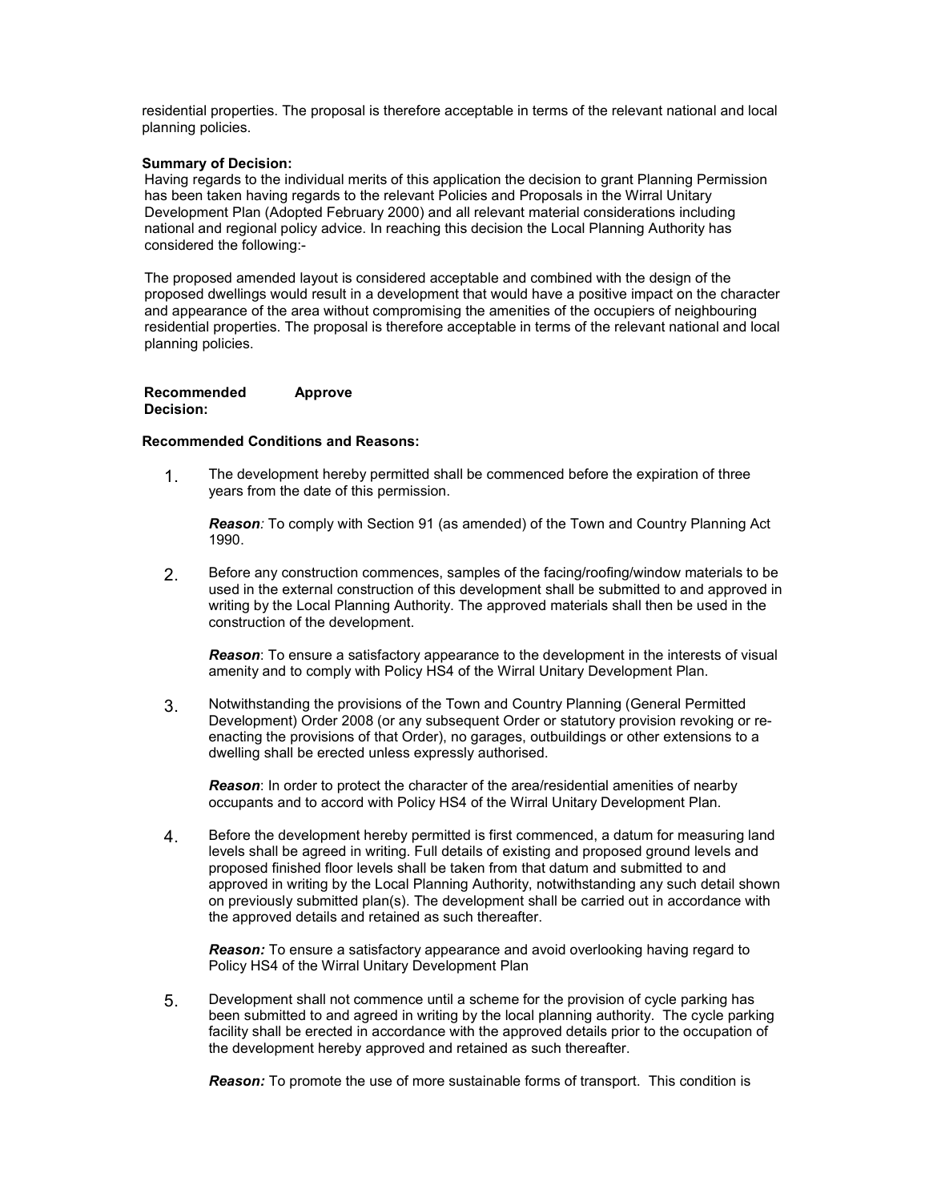residential properties. The proposal is therefore acceptable in terms of the relevant national and local planning policies.

**Summary of Decision:**
Having regards to the individual merits of this application the decision to grant Planning Permission has been taken having regards to the relevant Policies and Proposals in the Wirral Unitary Development Plan (Adopted February 2000) and all relevant material considerations including national and regional policy advice. In reaching this decision the Local Planning Authority has considered the following:-

The proposed amended layout is considered acceptable and combined with the design of the proposed dwellings would result in a development that would have a positive impact on the character and appearance of the area without compromising the amenities of the occupiers of neighbouring residential properties. The proposal is therefore acceptable in terms of the relevant national and local planning policies.

**Recommended Decision:** **Approve**

**Recommended Conditions and Reasons:**

1. The development hereby permitted shall be commenced before the expiration of three years from the date of this permission.

   ***Reason****:* To comply with Section 91 (as amended) of the Town and Country Planning Act 1990.

2. Before any construction commences, samples of the facing/roofing/window materials to be used in the external construction of this development shall be submitted to and approved in writing by the Local Planning Authority. The approved materials shall then be used in the construction of the development.

   ***Reason***: To ensure a satisfactory appearance to the development in the interests of visual amenity and to comply with Policy HS4 of the Wirral Unitary Development Plan.

3. Notwithstanding the provisions of the Town and Country Planning (General Permitted Development) Order 2008 (or any subsequent Order or statutory provision revoking or re-enacting the provisions of that Order), no garages, outbuildings or other extensions to a dwelling shall be erected unless expressly authorised.

   ***Reason***: In order to protect the character of the area/residential amenities of nearby occupants and to accord with Policy HS4 of the Wirral Unitary Development Plan.

4. Before the development hereby permitted is first commenced, a datum for measuring land levels shall be agreed in writing. Full details of existing and proposed ground levels and proposed finished floor levels shall be taken from that datum and submitted to and approved in writing by the Local Planning Authority, notwithstanding any such detail shown on previously submitted plan(s). The development shall be carried out in accordance with the approved details and retained as such thereafter.

   ***Reason:*** To ensure a satisfactory appearance and avoid overlooking having regard to Policy HS4 of the Wirral Unitary Development Plan

5. Development shall not commence until a scheme for the provision of cycle parking has been submitted to and agreed in writing by the local planning authority. The cycle parking facility shall be erected in accordance with the approved details prior to the occupation of the development hereby approved and retained as such thereafter.

   ***Reason:*** To promote the use of more sustainable forms of transport. This condition is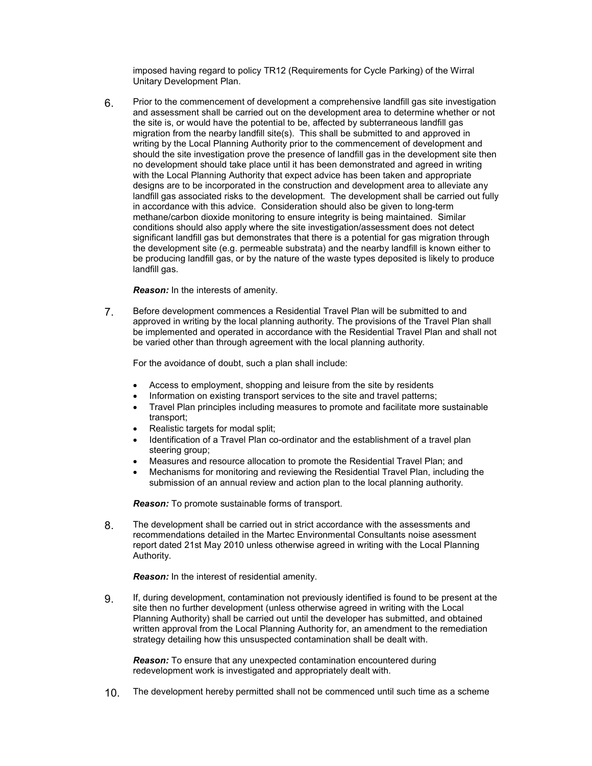imposed having regard to policy TR12 (Requirements for Cycle Parking) of the Wirral Unitary Development Plan.

6. Prior to the commencement of development a comprehensive landfill gas site investigation and assessment shall be carried out on the development area to determine whether or not the site is, or would have the potential to be, affected by subterraneous landfill gas migration from the nearby landfill site(s). This shall be submitted to and approved in writing by the Local Planning Authority prior to the commencement of development and should the site investigation prove the presence of landfill gas in the development site then no development should take place until it has been demonstrated and agreed in writing with the Local Planning Authority that expect advice has been taken and appropriate designs are to be incorporated in the construction and development area to alleviate any landfill gas associated risks to the development. The development shall be carried out fully in accordance with this advice. Consideration should also be given to long-term methane/carbon dioxide monitoring to ensure integrity is being maintained. Similar conditions should also apply where the site investigation/assessment does not detect significant landfill gas but demonstrates that there is a potential for gas migration through the development site (e.g. permeable substrata) and the nearby landfill is known either to be producing landfill gas, or by the nature of the waste types deposited is likely to produce landfill gas.

   ***Reason:*** In the interests of amenity.

7. Before development commences a Residential Travel Plan will be submitted to and approved in writing by the local planning authority. The provisions of the Travel Plan shall be implemented and operated in accordance with the Residential Travel Plan and shall not be varied other than through agreement with the local planning authority.

   For the avoidance of doubt, such a plan shall include:

   - Access to employment, shopping and leisure from the site by residents
   - Information on existing transport services to the site and travel patterns;
   - Travel Plan principles including measures to promote and facilitate more sustainable transport;
   - Realistic targets for modal split;
   - Identification of a Travel Plan co-ordinator and the establishment of a travel plan steering group;
   - Measures and resource allocation to promote the Residential Travel Plan; and
   - Mechanisms for monitoring and reviewing the Residential Travel Plan, including the submission of an annual review and action plan to the local planning authority.

   ***Reason:*** To promote sustainable forms of transport.

8. The development shall be carried out in strict accordance with the assessments and recommendations detailed in the Martec Environmental Consultants noise asessment report dated 21st May 2010 unless otherwise agreed in writing with the Local Planning Authority.

   ***Reason:*** In the interest of residential amenity.

9. If, during development, contamination not previously identified is found to be present at the site then no further development (unless otherwise agreed in writing with the Local Planning Authority) shall be carried out until the developer has submitted, and obtained written approval from the Local Planning Authority for, an amendment to the remediation strategy detailing how this unsuspected contamination shall be dealt with.

   ***Reason:*** To ensure that any unexpected contamination encountered during redevelopment work is investigated and appropriately dealt with.

10. The development hereby permitted shall not be commenced until such time as a scheme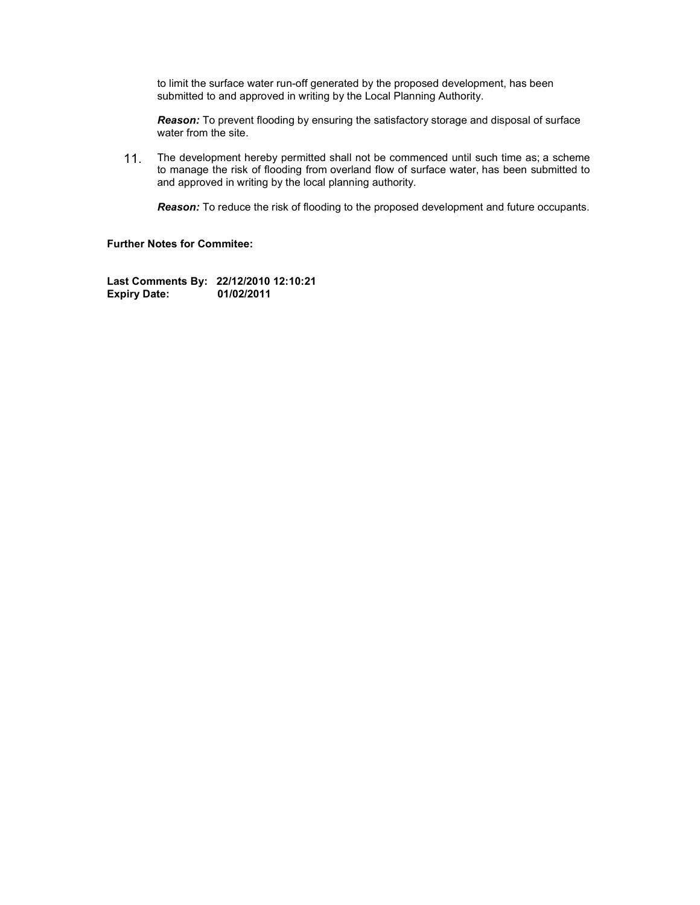to limit the surface water run-off generated by the proposed development, has been submitted to and approved in writing by the Local Planning Authority.

***Reason:*** To prevent flooding by ensuring the satisfactory storage and disposal of surface water from the site.

11. The development hereby permitted shall not be commenced until such time as; a scheme to manage the risk of flooding from overland flow of surface water, has been submitted to and approved in writing by the local planning authority.

    ***Reason:*** To reduce the risk of flooding to the proposed development and future occupants.

**Further Notes for Commitee:**

**Last Comments By: 22/12/2010 12:10:21**
**Expiry Date: 01/02/2011**